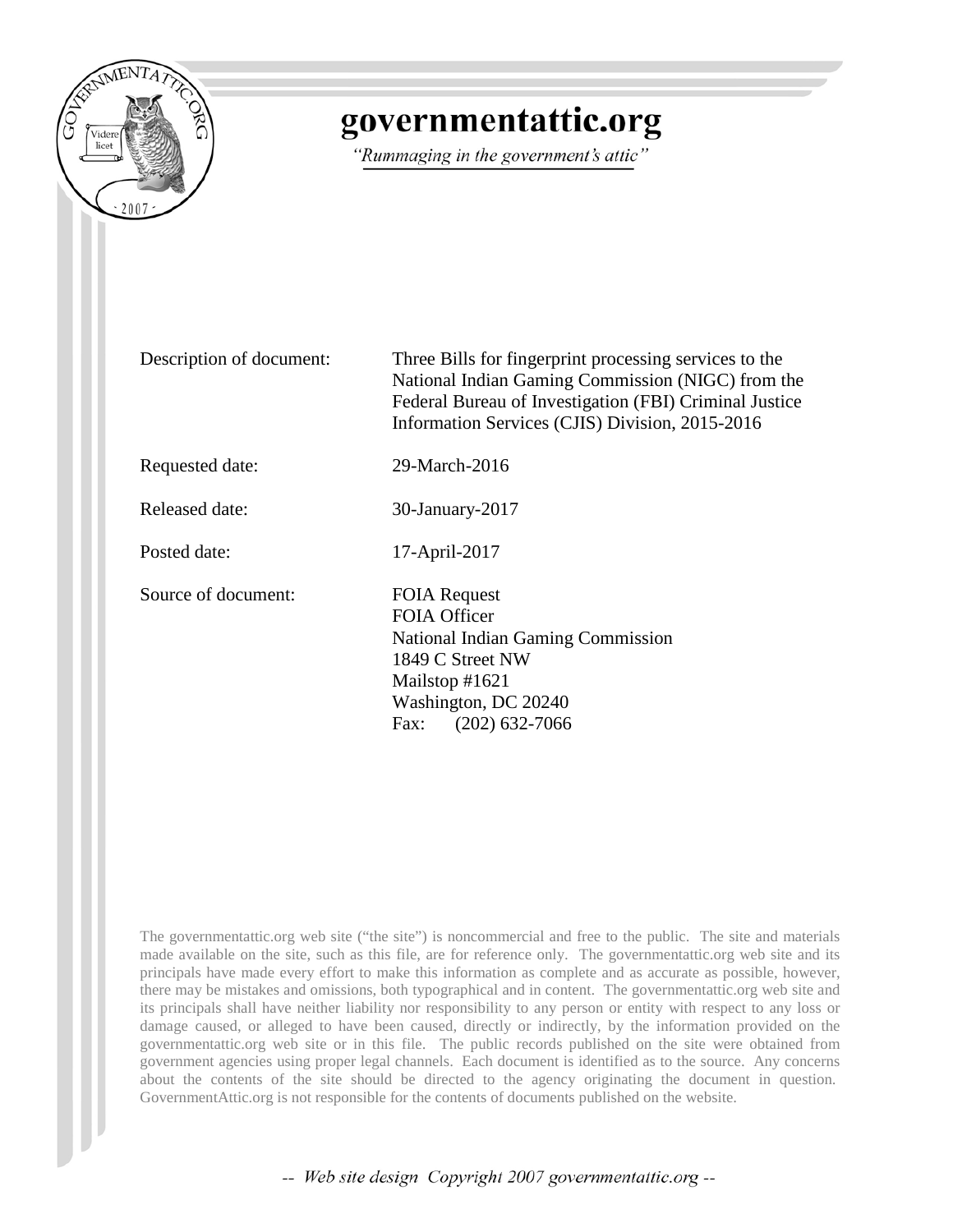# governmentattic.org

*"Rummaging in the government's attic"*

| | |
|---|---|
| Description of document: | Three Bills for fingerprint processing services to the National Indian Gaming Commission (NIGC) from the Federal Bureau of Investigation (FBI) Criminal Justice Information Services (CJIS) Division, 2015-2016 |
| Requested date: | 29-March-2016 |
| Released date: | 30-January-2017 |
| Posted date: | 17-April-2017 |
| Source of document: | FOIA Request<br>FOIA Officer<br>National Indian Gaming Commission<br>1849 C Street NW<br>Mailstop #1621<br>Washington, DC 20240<br>Fax: (202) 632-7066 |

The governmentattic.org web site ("the site") is noncommercial and free to the public. The site and materials made available on the site, such as this file, are for reference only. The governmentattic.org web site and its principals have made every effort to make this information as complete and as accurate as possible, however, there may be mistakes and omissions, both typographical and in content. The governmentattic.org web site and its principals shall have neither liability nor responsibility to any person or entity with respect to any loss or damage caused, or alleged to have been caused, directly or indirectly, by the information provided on the governmentattic.org web site or in this file. The public records published on the site were obtained from government agencies using proper legal channels. Each document is identified as to the source. Any concerns about the contents of the site should be directed to the agency originating the document in question. GovernmentAttic.org is not responsible for the contents of documents published on the website.

-- Web site design Copyright 2007 governmentattic.org --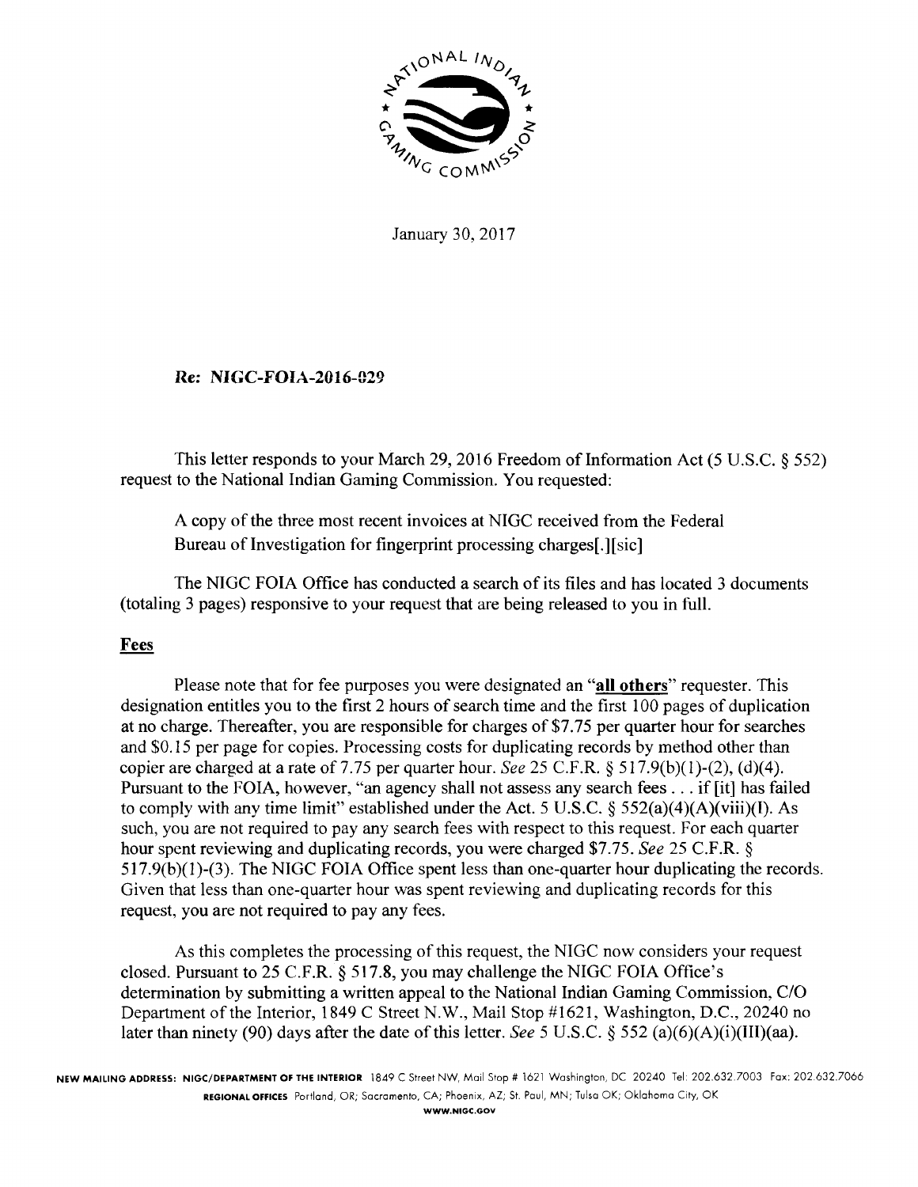January 30, 2017

***Re:* NIGC-FOIA-2016-029**

This letter responds to your March 29, 2016 Freedom of Information Act (5 U.S.C. § 552) request to the National Indian Gaming Commission. You requested:

> A copy of the three most recent invoices at NIGC received from the Federal Bureau of Investigation for fingerprint processing charges[.][sic]

The NIGC FOIA Office has conducted a search of its files and has located 3 documents (totaling 3 pages) responsive to your request that are being released to you in full.

## Fees

Please note that for fee purposes you were designated an "**all others**" requester. This designation entitles you to the first 2 hours of search time and the first 100 pages of duplication at no charge. Thereafter, you are responsible for charges of $7.75 per quarter hour for searches and $0.15 per page for copies. Processing costs for duplicating records by method other than copier are charged at a rate of 7.75 per quarter hour. *See* 25 C.F.R. § 517.9(b)(1)-(2), (d)(4). Pursuant to the FOIA, however, "an agency shall not assess any search fees . . . if [it] has failed to comply with any time limit" established under the Act. 5 U.S.C. § 552(a)(4)(A)(viii)(I). As such, you are not required to pay any search fees with respect to this request. For each quarter hour spent reviewing and duplicating records, you were charged $7.75. *See* 25 C.F.R. § 517.9(b)(1)-(3). The NIGC FOIA Office spent less than one-quarter hour duplicating the records. Given that less than one-quarter hour was spent reviewing and duplicating records for this request, you are not required to pay any fees.

As this completes the processing of this request, the NIGC now considers your request closed. Pursuant to 25 C.F.R. § 517.8, you may challenge the NIGC FOIA Office's determination by submitting a written appeal to the National Indian Gaming Commission, C/O Department of the Interior, 1849 C Street N.W., Mail Stop #1621, Washington, D.C., 20240 no later than ninety (90) days after the date of this letter. *See* 5 U.S.C. § 552 (a)(6)(A)(i)(III)(aa).

**NEW MAILING ADDRESS: NIGC/DEPARTMENT OF THE INTERIOR** 1849 C Street NW, Mail Stop # 1621 Washington, DC 20240 Tel: 202.632.7003 Fax: 202.632.7066
**REGIONAL OFFICES** Portland, OR; Sacramento, CA; Phoenix, AZ; St. Paul, MN; Tulsa OK; Oklahoma City, OK
**WWW.NIGC.GOV**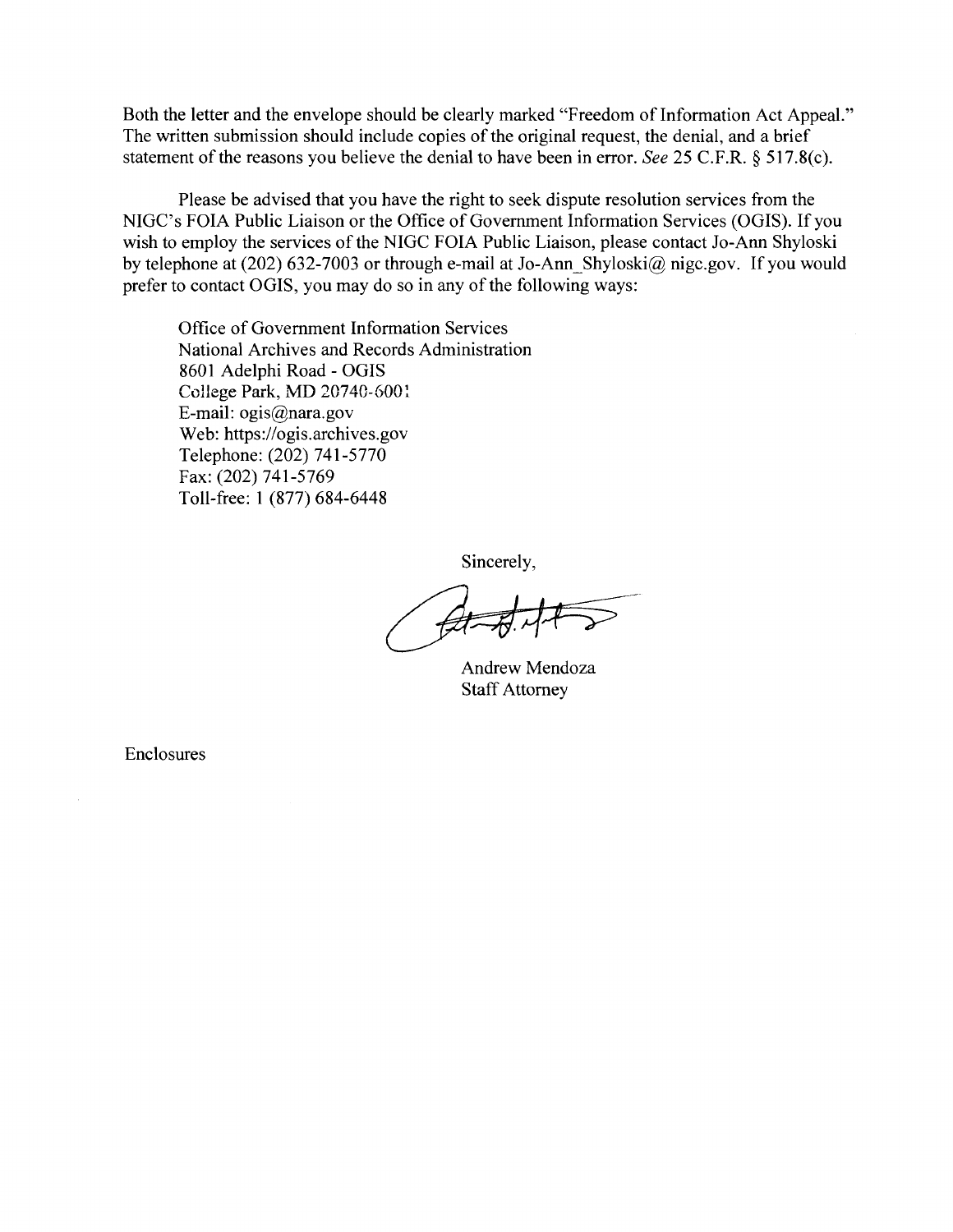Both the letter and the envelope should be clearly marked "Freedom of Information Act Appeal." The written submission should include copies of the original request, the denial, and a brief statement of the reasons you believe the denial to have been in error. *See* 25 C.F.R. § 517.8(c).

Please be advised that you have the right to seek dispute resolution services from the NIGC's FOIA Public Liaison or the Office of Government Information Services (OGIS). If you wish to employ the services of the NIGC FOIA Public Liaison, please contact Jo-Ann Shyloski by telephone at (202) 632-7003 or through e-mail at Jo-Ann_Shyloski@ nigc.gov. If you would prefer to contact OGIS, you may do so in any of the following ways:

Office of Government Information Services
National Archives and Records Administration
8601 Adelphi Road - OGIS
College Park, MD 20740-6001
E-mail: ogis@nara.gov
Web: https://ogis.archives.gov
Telephone: (202) 741-5770
Fax: (202) 741-5769
Toll-free: 1 (877) 684-6448

Sincerely,

Andrew Mendoza
Staff Attorney

Enclosures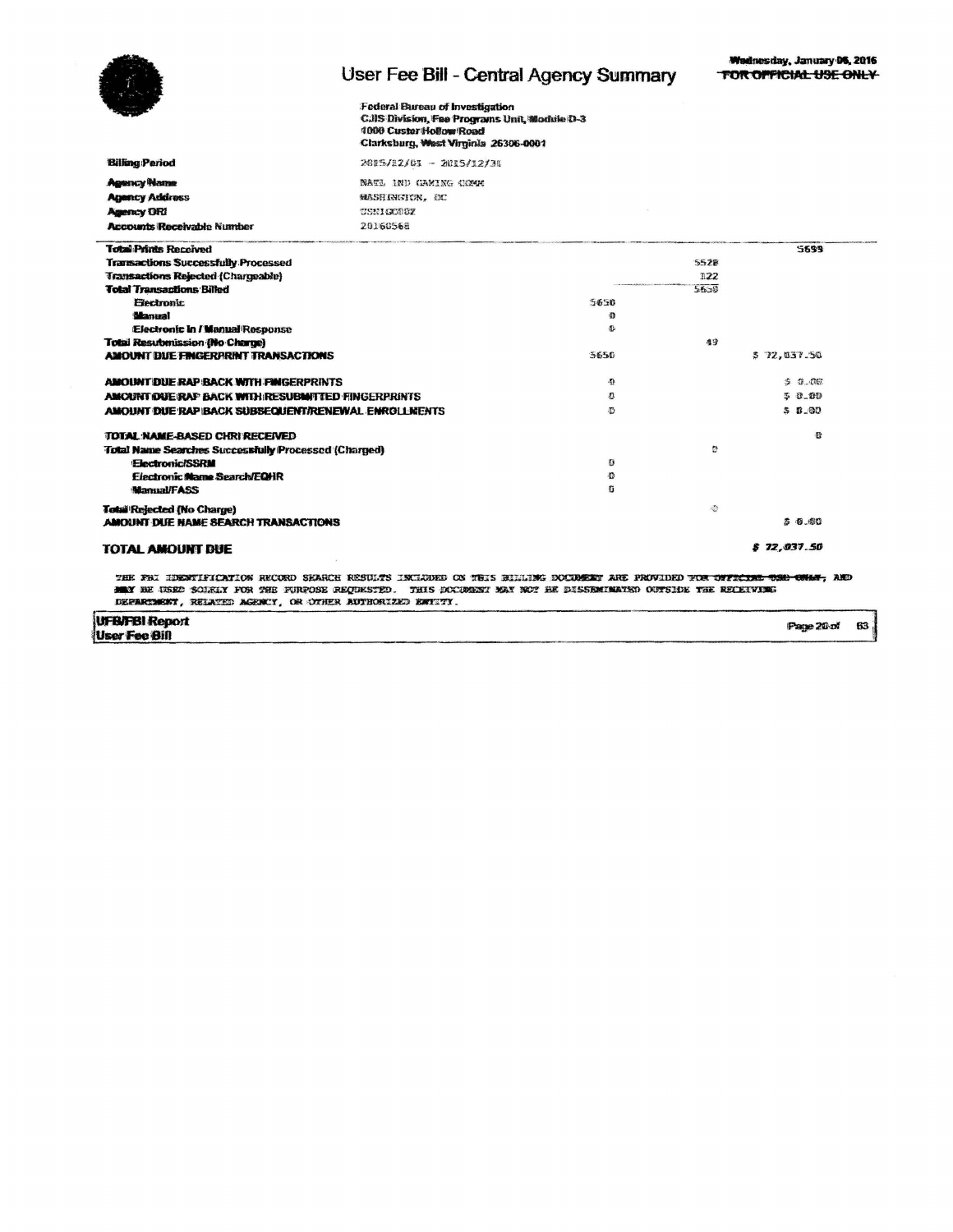# User Fee Bill - Central Agency Summary

Wednesday, January 06, 2016

~~FOR OFFICIAL USE ONLY~~

Federal Bureau of Investigation
CJIS Division, Fee Programs Unit, Module D-3
1000 Custer Hollow Road
Clarksburg, West Virginia 26306-0001

| | |
|---|---|
| **Billing Period** | 2015/12/01 - 2015/12/31 |
| **Agency Name** | NATL IND GAMING COMM |
| **Agency Address** | WASHINGTON, DC |
| **Agency ORI** | USNIGC00Z |
| **Accounts Receivable Number** | 20160568 |

| | | | |
|---|---|---|---|
| **Total Prints Received** | | | 5699 |
| **Transactions Successfully Processed** | | 5528 | |
| **Transactions Rejected (Chargeable)** | | 122 | |
| **Total Transactions Billed** | | 5650 | |
| **Electronic** | 5650 | | |
| **Manual** | 0 | | |
| **Electronic In / Manual Response** | 0 | | |
| **Total Resubmission (No Charge)** | | 49 | |
| **AMOUNT DUE FINGERPRINT TRANSACTIONS** | 5650 | | $ 72,037.50 |
| **AMOUNT DUE RAP BACK WITH FINGERPRINTS** | 0 | | $ 0.00 |
| **AMOUNT DUE RAP BACK WITH RESUBMITTED FINGERPRINTS** | 0 | | $ 0.00 |
| **AMOUNT DUE RAP BACK SUBSEQUENT/RENEWAL ENROLLMENTS** | 0 | | $ 0.00 |
| **TOTAL NAME-BASED CHRI RECEIVED** | | | 0 |
| **Total Name Searches Successfully Processed (Charged)** | | 0 | |
| **Electronic/SSRM** | 0 | | |
| **Electronic Name Search/EQHR** | 0 | | |
| **Manual/FASS** | 0 | | |
| **Total Rejected (No Charge)** | | 0 | |
| **AMOUNT DUE NAME SEARCH TRANSACTIONS** | | | $ 0.00 |
| **TOTAL AMOUNT DUE** | | | **$ 72,037.50** |

THE FBI IDENTIFICATION RECORD SEARCH RESULTS INCLUDED ON THIS BILLING DOCUMENT ARE PROVIDED ~~FOR OFFICIAL USE ONLY~~, AND MAY BE USED SOLELY FOR THE PURPOSE REQUESTED. THIS DOCUMENT MAY NOT BE DISSEMINATED OUTSIDE THE RECEIVING DEPARTMENT, RELATED AGENCY, OR OTHER AUTHORIZED ENTITY.

UFB/FBI Report
User Fee Bill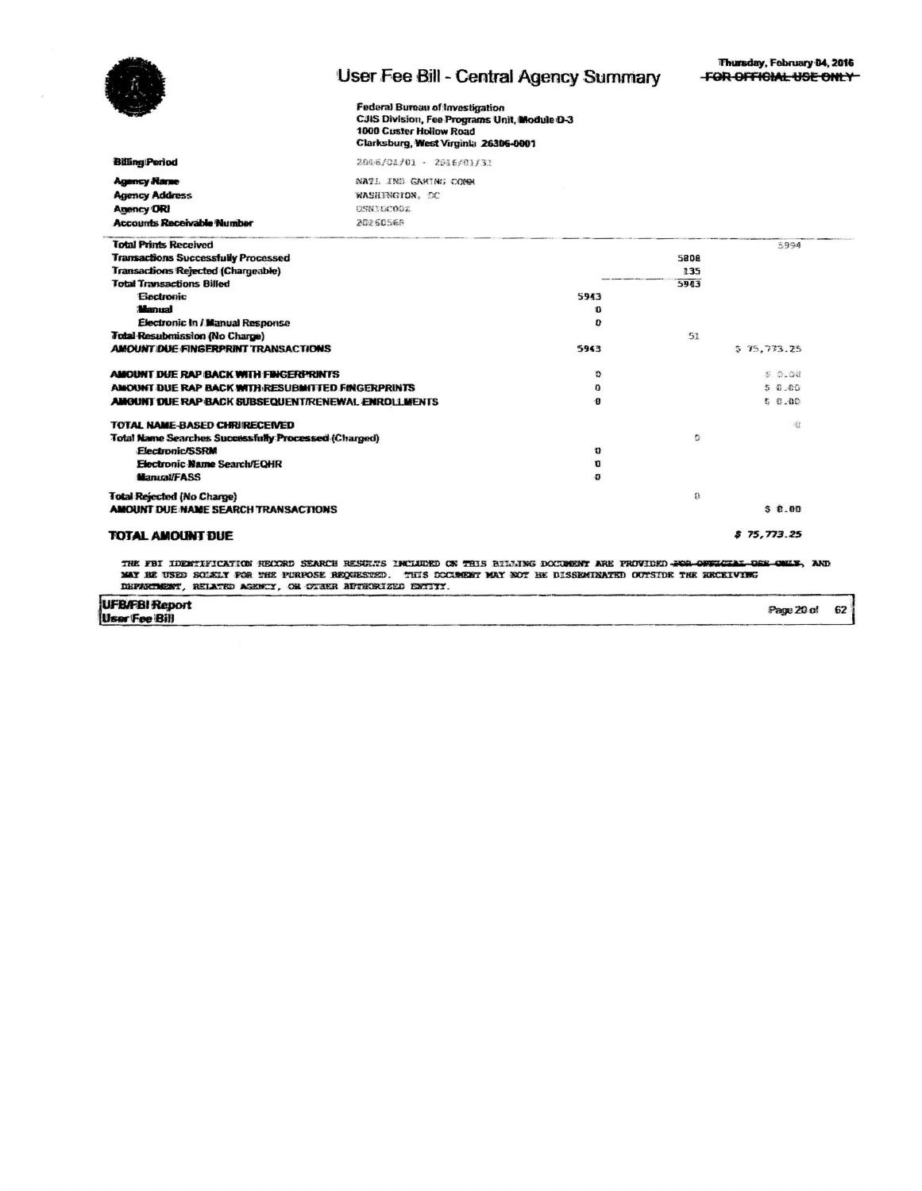# User Fee Bill - Central Agency Summary

Thursday, February 04, 2016

~~FOR OFFICIAL USE ONLY~~

**Federal Bureau of Investigation**
**CJIS Division, Fee Programs Unit, Module D-3**
**1000 Custer Hollow Road**
**Clarksburg, West Virginia 26306-0001**

| | |
|---|---|
| **Billing Period** | 2006/01/01 - 2016/01/31 |
| **Agency Name** | NATL IND GAMING COMM |
| **Agency Address** | WASHINGTON, DC |
| **Agency ORI** | USNIGC002 |
| **Accounts Receivable Number** | 20260568 |

| | | | |
|---|---|---|---|
| **Total Prints Received** | | | 5994 |
| **Transactions Successfully Processed** | | 5808 | |
| **Transactions Rejected (Chargeable)** | | 135 | |
| **Total Transactions Billed** | | 5943 | |
| Electronic | 5943 | | |
| Manual | 0 | | |
| Electronic In / Manual Response | 0 | | |
| **Total Resubmission (No Charge)** | | 51 | |
| **AMOUNT DUE FINGERPRINT TRANSACTIONS** | 5943 | | $ 75,773.25 |
| | | | |
| **AMOUNT DUE RAP BACK WITH FINGERPRINTS** | 0 | | $ 0.00 |
| **AMOUNT DUE RAP BACK WITH RESUBMITTED FINGERPRINTS** | 0 | | $ 0.00 |
| **AMOUNT DUE RAP BACK SUBSEQUENT/RENEWAL ENROLLMENTS** | 0 | | $ 0.00 |
| | | | |
| **TOTAL NAME-BASED CHRI RECEIVED** | | | 0 |
| **Total Name Searches Successfully Processed (Charged)** | | 0 | |
| Electronic/SSRM | 0 | | |
| Electronic Name Search/EQHR | 0 | | |
| Manual/FASS | 0 | | |
| **Total Rejected (No Charge)** | | 0 | |
| **AMOUNT DUE NAME SEARCH TRANSACTIONS** | | | $ 0.00 |

**TOTAL AMOUNT DUE** ***$ 75,773.25***

THE FBI IDENTIFICATION RECORD SEARCH RESULTS INCLUDED ON THIS BILLING DOCUMENT ARE PROVIDED ~~FOR OFFICIAL USE ONLY~~, AND MAY BE USED SOLELY FOR THE PURPOSE REQUESTED. THIS DOCUMENT MAY NOT BE DISSEMINATED OUTSIDE THE RECEIVING DEPARTMENT, RELATED AGENCY, OR OTHER AUTHORIZED ENTITY.

**UFB/FBI Report**
**User Fee Bill**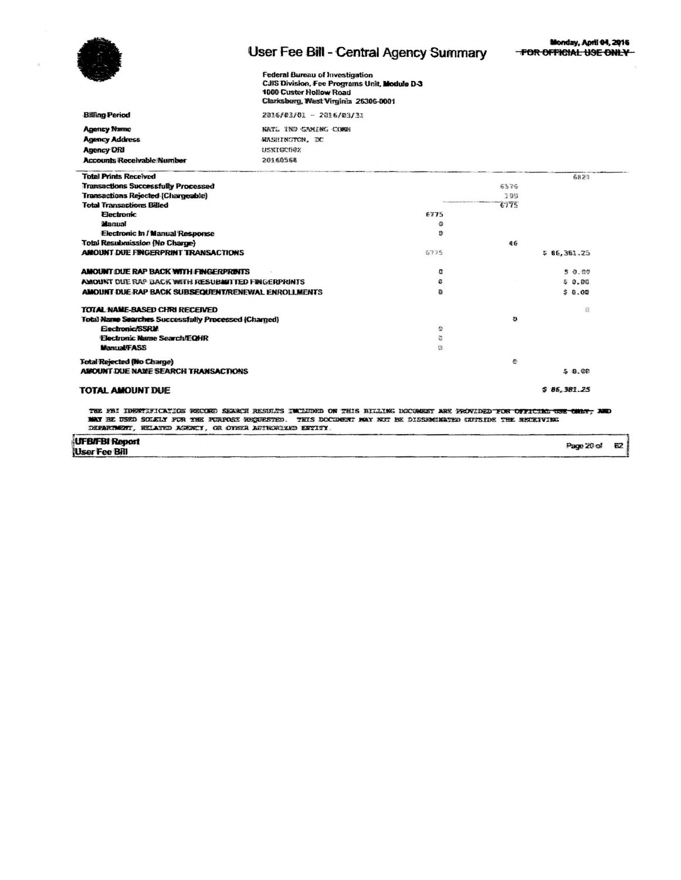# User Fee Bill - Central Agency Summary

Monday, April 04, 2016
~~FOR OFFICIAL USE ONLY~~

Federal Bureau of Investigation
CJIS Division, Fee Programs Unit, Module D-3
1000 Custer Hollow Road
Clarksburg, West Virginia 26306-0001

| | |
|---|---|
| Billing Period | 2016/03/01 - 2016/03/31 |
| Agency Name | NATL IND GAMING COMM |
| Agency Address | WASHINGTON, DC |
| Agency ORI | USNIGC00Z |
| Accounts Receivable Number | 20160568 |

| | | | |
|---|---|---|---|
| **Total Prints Received** | | | 6821 |
| **Transactions Successfully Processed** | | 6576 | |
| **Transactions Rejected (Chargeable)** | | 199 | |
| **Total Transactions Billed** | | 6775 | |
| Electronic | 6775 | | |
| Manual | 0 | | |
| Electronic In / Manual Response | 0 | | |
| **Total Resubmission (No Charge)** | | 46 | |
| **AMOUNT DUE FINGERPRINT TRANSACTIONS** | 6775 | | $ 86,381.25 |
| **AMOUNT DUE RAP BACK WITH FINGERPRINTS** | 0 | | $ 0.00 |
| **AMOUNT DUE RAP BACK WITH RESUBMITTED FINGERPRINTS** | 0 | | $ 0.00 |
| **AMOUNT DUE RAP BACK SUBSEQUENT/RENEWAL ENROLLMENTS** | 0 | | $ 0.00 |
| **TOTAL NAME-BASED CHRI RECEIVED** | | | 0 |
| **Total Name Searches Successfully Processed (Charged)** | | 0 | |
| Electronic/SSRM | 0 | | |
| Electronic Name Search/EQHR | 0 | | |
| Manual/FASS | 0 | | |
| **Total Rejected (No Charge)** | | 0 | |
| **AMOUNT DUE NAME SEARCH TRANSACTIONS** | | | $ 0.00 |
| **TOTAL AMOUNT DUE** | | | $ 86,381.25 |

THE FBI IDENTIFICATION RECORD SEARCH RESULTS INCLUDED ON THIS BILLING DOCUMENT ARE PROVIDED ~~FOR OFFICIAL USE ONLY~~, AND MAY BE USED SOLELY FOR THE PURPOSE REQUESTED. THIS DOCUMENT MAY NOT BE DISSEMINATED OUTSIDE THE RECEIVING DEPARTMENT, RELATED AGENCY, OR OTHER AUTHORIZED ENTITY.

UFB/FBI Report
User Fee Bill